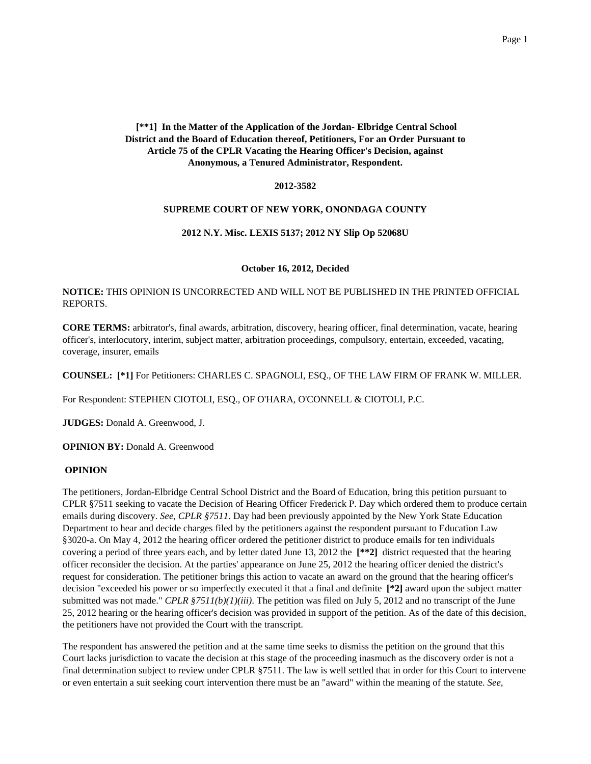**[**1] In the Matter of the Application of the Jordan- Elbridge Central School District and the Board of Education thereof, Petitioners, For an Order Pursuant to Article 75 of the CPLR Vacating the Hearing Officer's Decision, against Anonymous, a Tenured Administrator, Respondent.**

**2012-3582**

**SUPREME COURT OF NEW YORK, ONONDAGA COUNTY**

**2012 N.Y. Misc. LEXIS 5137; 2012 NY Slip Op 52068U**

**October 16, 2012, Decided**

**NOTICE:** THIS OPINION IS UNCORRECTED AND WILL NOT BE PUBLISHED IN THE PRINTED OFFICIAL REPORTS.

**CORE TERMS:** arbitrator's, final awards, arbitration, discovery, hearing officer, final determination, vacate, hearing officer's, interlocutory, interim, subject matter, arbitration proceedings, compulsory, entertain, exceeded, vacating, coverage, insurer, emails

**COUNSEL: [*1]** For Petitioners: CHARLES C. SPAGNOLI, ESQ., OF THE LAW FIRM OF FRANK W. MILLER.

For Respondent: STEPHEN CIOTOLI, ESQ., OF O'HARA, O'CONNELL & CIOTOLI, P.C.

**JUDGES:** Donald A. Greenwood, J.

**OPINION BY:** Donald A. Greenwood

**OPINION**

The petitioners, Jordan-Elbridge Central School District and the Board of Education, bring this petition pursuant to CPLR §7511 seeking to vacate the Decision of Hearing Officer Frederick P. Day which ordered them to produce certain emails during discovery. *See, CPLR §7511*. Day had been previously appointed by the New York State Education Department to hear and decide charges filed by the petitioners against the respondent pursuant to Education Law §3020-a. On May 4, 2012 the hearing officer ordered the petitioner district to produce emails for ten individuals covering a period of three years each, and by letter dated June 13, 2012 the **[**2]** district requested that the hearing officer reconsider the decision. At the parties' appearance on June 25, 2012 the hearing officer denied the district's request for consideration. The petitioner brings this action to vacate an award on the ground that the hearing officer's decision "exceeded his power or so imperfectly executed it that a final and definite **[*2]** award upon the subject matter submitted was not made." *CPLR §7511(b)(1)(iii)*. The petition was filed on July 5, 2012 and no transcript of the June 25, 2012 hearing or the hearing officer's decision was provided in support of the petition. As of the date of this decision, the petitioners have not provided the Court with the transcript.

The respondent has answered the petition and at the same time seeks to dismiss the petition on the ground that this Court lacks jurisdiction to vacate the decision at this stage of the proceeding inasmuch as the discovery order is not a final determination subject to review under CPLR §7511. The law is well settled that in order for this Court to intervene or even entertain a suit seeking court intervention there must be an "award" within the meaning of the statute. *See,*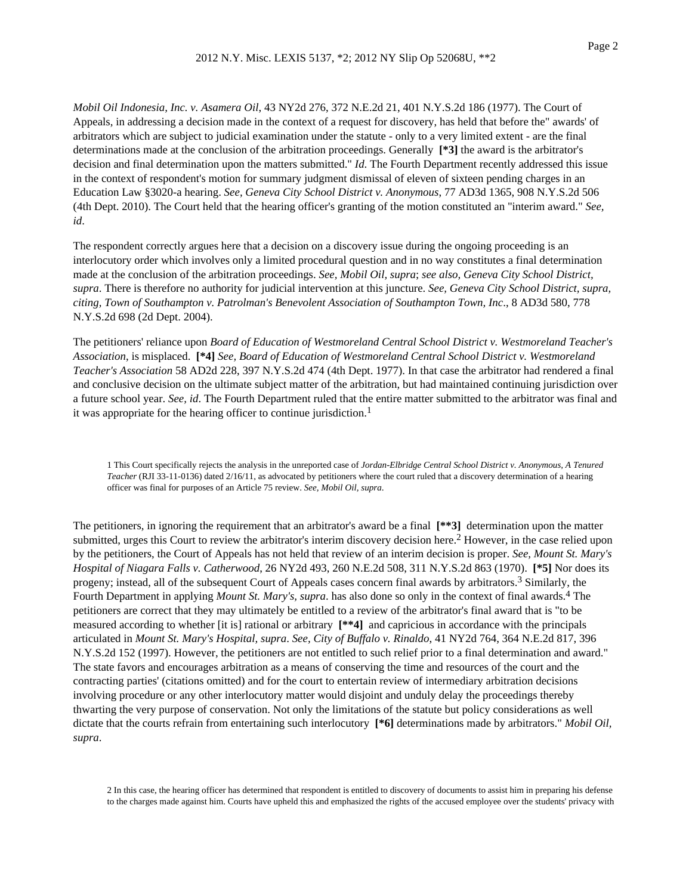*Mobil Oil Indonesia, Inc. v. Asamera Oil*, 43 NY2d 276, 372 N.E.2d 21, 401 N.Y.S.2d 186 (1977). The Court of Appeals, in addressing a decision made in the context of a request for discovery, has held that before the" awards' of arbitrators which are subject to judicial examination under the statute - only to a very limited extent - are the final determinations made at the conclusion of the arbitration proceedings. Generally **[\*3]** the award is the arbitrator's decision and final determination upon the matters submitted." *Id*. The Fourth Department recently addressed this issue in the context of respondent's motion for summary judgment dismissal of eleven of sixteen pending charges in an Education Law §3020-a hearing. *See, Geneva City School District v. Anonymous*, 77 AD3d 1365, 908 N.Y.S.2d 506 (4th Dept. 2010). The Court held that the hearing officer's granting of the motion constituted an "interim award." *See, id*.

The respondent correctly argues here that a decision on a discovery issue during the ongoing proceeding is an interlocutory order which involves only a limited procedural question and in no way constitutes a final determination made at the conclusion of the arbitration proceedings. *See, Mobil Oil, supra*; *see also, Geneva City School District, supra*. There is therefore no authority for judicial intervention at this juncture. *See, Geneva City School District, supra, citing, Town of Southampton v. Patrolman's Benevolent Association of Southampton Town, Inc*., 8 AD3d 580, 778 N.Y.S.2d 698 (2d Dept. 2004).

The petitioners' reliance upon *Board of Education of Westmoreland Central School District v. Westmoreland Teacher's Association*, is misplaced. **[\*4]** *See, Board of Education of Westmoreland Central School District v. Westmoreland Teacher's Association* 58 AD2d 228, 397 N.Y.S.2d 474 (4th Dept. 1977). In that case the arbitrator had rendered a final and conclusive decision on the ultimate subject matter of the arbitration, but had maintained continuing jurisdiction over a future school year. *See, id*. The Fourth Department ruled that the entire matter submitted to the arbitrator was final and it was appropriate for the hearing officer to continue jurisdiction.[1]

1 This Court specifically rejects the analysis in the unreported case of *Jordan-Elbridge Central School District v. Anonymous, A Tenured Teacher* (RJI 33-11-0136) dated 2/16/11, as advocated by petitioners where the court ruled that a discovery determination of a hearing officer was final for purposes of an Article 75 review. *See, Mobil Oil, supra*.

The petitioners, in ignoring the requirement that an arbitrator's award be a final **[\*\*3]** determination upon the matter submitted, urges this Court to review the arbitrator's interim discovery decision here.[2] However, in the case relied upon by the petitioners, the Court of Appeals has not held that review of an interim decision is proper. *See, Mount St. Mary's Hospital of Niagara Falls v. Catherwood*, 26 NY2d 493, 260 N.E.2d 508, 311 N.Y.S.2d 863 (1970). **[\*5]** Nor does its progeny; instead, all of the subsequent Court of Appeals cases concern final awards by arbitrators.[3] Similarly, the Fourth Department in applying *Mount St. Mary's, supra*. has also done so only in the context of final awards.[4] The petitioners are correct that they may ultimately be entitled to a review of the arbitrator's final award that is "to be measured according to whether [it is] rational or arbitrary **[\*\*4]** and capricious in accordance with the principals articulated in *Mount St. Mary's Hospital, supra*. *See, City of Buffalo v. Rinaldo*, 41 NY2d 764, 364 N.E.2d 817, 396 N.Y.S.2d 152 (1997). However, the petitioners are not entitled to such relief prior to a final determination and award." The state favors and encourages arbitration as a means of conserving the time and resources of the court and the contracting parties' (citations omitted) and for the court to entertain review of intermediary arbitration decisions involving procedure or any other interlocutory matter would disjoint and unduly delay the proceedings thereby thwarting the very purpose of conservation. Not only the limitations of the statute but policy considerations as well dictate that the courts refrain from entertaining such interlocutory **[\*6]** determinations made by arbitrators." *Mobil Oil, supra*.

2 In this case, the hearing officer has determined that respondent is entitled to discovery of documents to assist him in preparing his defense to the charges made against him. Courts have upheld this and emphasized the rights of the accused employee over the students' privacy with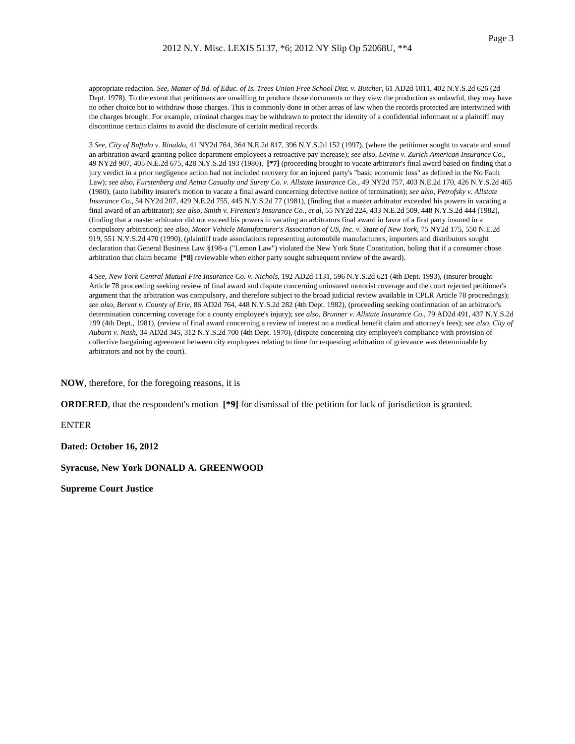appropriate redaction. *See, Matter of Bd. of Educ. of Is. Trees Union Free School Dist. v. Butcher*, 61 AD2d 1011, 402 N.Y.S.2d 626 (2d Dept. 1978). To the extent that petitioners are unwilling to produce those documents or they view the production as unlawful, they may have no other choice but to withdraw those charges. This is commonly done in other areas of law when the records protected are intertwined with the charges brought. For example, criminal charges may be withdrawn to protect the identity of a confidential informant or a plaintiff may discontinue certain claims to avoid the disclosure of certain medical records.

3 *See, City of Buffalo v. Rinaldo*, 41 NY2d 764, 364 N.E.2d 817, 396 N.Y.S.2d 152 (1997), (where the petitioner sought to vacate and annul an arbitration award granting police department employees a retroactive pay increase); *see also, Levine v. Zurich American Insurance Co*., 49 NY2d 907, 405 N.E.2d 675, 428 N.Y.S.2d 193 (1980), **[*7]** (proceeding brought to vacate arbitrator's final award based on finding that a jury verdict in a prior negligence action had not included recovery for an injured party's "basic economic loss" as defined in the No Fault Law); *see also, Furstenberg and Aetna Casualty and Surety Co. v. Allstate Insurance Co*., 49 NY2d 757, 403 N.E.2d 170, 426 N.Y.S.2d 465 (1980), (auto liability insurer's motion to vacate a final award concerning defective notice of termination); *see also, Petrofsky v. Allstate Insurance Co*., 54 NY2d 207, 429 N.E.2d 755, 445 N.Y.S.2d 77 (1981), (finding that a master arbitrator exceeded his powers in vacating a final award of an arbitrator); *see also, Smith v. Firemen's Insurance Co., et al*, 55 NY2d 224, 433 N.E.2d 509, 448 N.Y.S.2d 444 (1982), (finding that a master arbitrator did not exceed his powers in vacating an arbitrators final award in favor of a first party insured in a compulsory arbitration); *see also, Motor Vehicle Manufacturer's Association of US, Inc. v. State of New York*, 75 NY2d 175, 550 N.E.2d 919, 551 N.Y.S.2d 470 (1990), (plaintiff trade associations representing automobile manufacturers, importers and distributors sought declaration that General Business Law §198-a ("Lemon Law") violated the New York State Constitution, holing that if a consumer chose arbitration that claim became **[*8]** reviewable when either party sought subsequent review of the award).

4 *See, New York Central Mutual Fire Insurance Co. v. Nichols*, 192 AD2d 1131, 596 N.Y.S.2d 621 (4th Dept. 1993), (insurer brought Article 78 proceeding seeking review of final award and dispute concerning uninsured motorist coverage and the court rejected petitioner's argument that the arbitration was compulsory, and therefore subject to the broad judicial review available in CPLR Article 78 proceedings); *see also, Berent v. County of Erie*, 86 AD2d 764, 448 N.Y.S.2d 282 (4th Dept. 1982), (proceeding seeking confirmation of an arbitrator's determination concerning coverage for a county employee's injury); *see also, Brunner v. Allstate Insurance Co*., 79 AD2d 491, 437 N.Y.S.2d 199 (4th Dept., 1981), (review of final award concerning a review of interest on a medical benefit claim and attorney's fees); *see also, City of Auburn v. Nash*, 34 AD2d 345, 312 N.Y.S.2d 700 (4th Dept. 1970), (dispute concerning city employee's compliance with provision of collective bargaining agreement between city employees relating to time for requesting arbitration of grievance was determinable by arbitrators and not by the court).

**NOW**, therefore, for the foregoing reasons, it is

**ORDERED**, that the respondent's motion **[*9]** for dismissal of the petition for lack of jurisdiction is granted.

ENTER

**Dated: October 16, 2012**

**Syracuse, New York DONALD A. GREENWOOD**

**Supreme Court Justice**